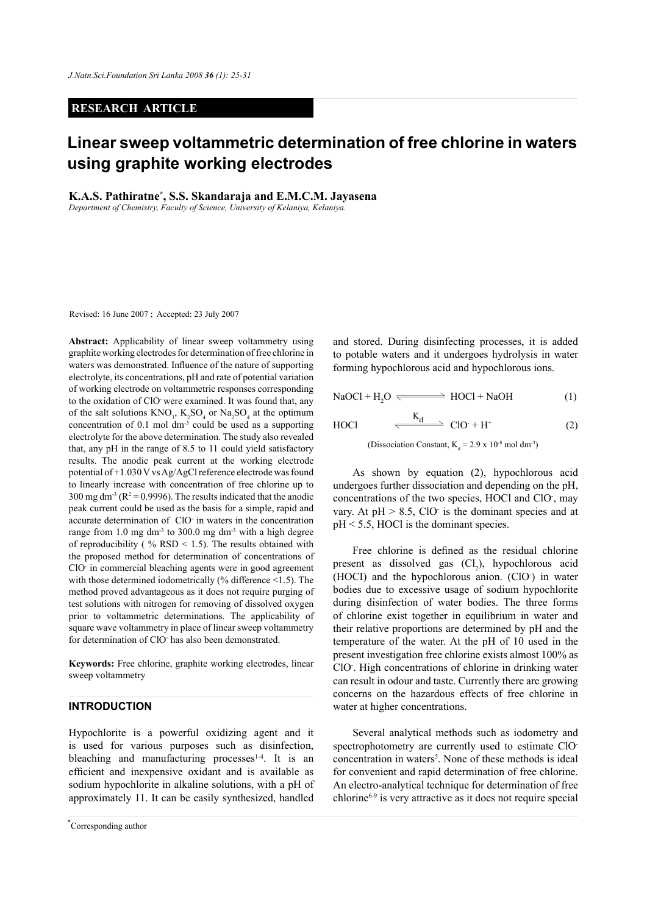RESEARCH ARTICLE

# Linear sweep voltammetric determination of free chlorine in waters using graphite working electrodes

**K.A.S. Pathiratne*, S.S. Skandaraja and E.M.C.M. Jayasena**

*Department of Chemistry, Faculty of Science, University of Kelaniya, Kelaniya.*

Revised: 16 June 2007 ; Accepted: 23 July 2007

**Abstract:** Applicability of linear sweep voltammetry using graphite working electrodes for determination of free chlorine in waters was demonstrated. Influence of the nature of supporting electrolyte, its concentrations, pH and rate of potential variation of working electrode on voltammetric responses corresponding to the oxidation of $ClO^-$ were examined. It was found that, any of the salt solutions $KNO_3$, $K_2SO_4$ or $Na_2SO_4$ at the optimum concentration of 0.1 mol $dm^{-3}$ could be used as a supporting electrolyte for the above determination. The study also revealed that, any pH in the range of 8.5 to 11 could yield satisfactory results. The anodic peak current at the working electrode potential of +1.030 V vs Ag/AgCl reference electrode was found to linearly increase with concentration of free chlorine up to 300 mg $dm^{-3}$ ($R^2 = 0.9996$). The results indicated that the anodic peak current could be used as the basis for a simple, rapid and accurate determination of $ClO^-$ in waters in the concentration range from 1.0 mg $dm^{-3}$ to 300.0 mg $dm^{-3}$ with a high degree of reproducibility ( % RSD < 1.5). The results obtained with the proposed method for determination of concentrations of $ClO^-$ in commercial bleaching agents were in good agreement with those determined iodometrically (% difference <1.5). The method proved advantageous as it does not require purging of test solutions with nitrogen for removing of dissolved oxygen prior to voltammetric determinations. The applicability of square wave voltammetry in place of linear sweep voltammetry for determination of $ClO^-$ has also been demonstrated.

**Keywords:** Free chlorine, graphite working electrodes, linear sweep voltammetry

## INTRODUCTION

Hypochlorite is a powerful oxidizing agent and it is used for various purposes such as disinfection, bleaching and manufacturing processes[1-4]. It is an efficient and inexpensive oxidant and is available as sodium hypochlorite in alkaline solutions, with a pH of approximately 11. It can be easily synthesized, handled and stored. During disinfecting processes, it is added to potable waters and it undergoes hydrolysis in water forming hypochlorous acid and hypochlorous ions.

$$NaOCl + H_2O \rightleftharpoons HOCl + NaOH \qquad (1)$$

$$HOCl \overset{K_d}{\rightleftharpoons} ClO^- + H^+ \qquad (2)$$

(Dissociation Constant, $K_d = 2.9 \times 10^{-8}$ mol $dm^{-3}$)

As shown by equation (2), hypochlorous acid undergoes further dissociation and depending on the pH, concentrations of the two species, HOCl and $ClO^-$, may vary. At pH > 8.5, $ClO^-$ is the dominant species and at pH < 5.5, HOCl is the dominant species.

Free chlorine is defined as the residual chlorine present as dissolved gas ($Cl_2$), hypochlorous acid (HOCl) and the hypochlorous anion. ($ClO^-$) in water bodies due to excessive usage of sodium hypochlorite during disinfection of water bodies. The three forms of chlorine exist together in equilibrium in water and their relative proportions are determined by pH and the temperature of the water. At the pH of 10 used in the present investigation free chlorine exists almost 100% as $ClO^-$. High concentrations of chlorine in drinking water can result in odour and taste. Currently there are growing concerns on the hazardous effects of free chlorine in water at higher concentrations.

Several analytical methods such as iodometry and spectrophotometry are currently used to estimate $ClO^-$ concentration in waters[5]. None of these methods is ideal for convenient and rapid determination of free chlorine. An electro-analytical technique for determination of free chlorine[6-9] is very attractive as it does not require special

*Corresponding author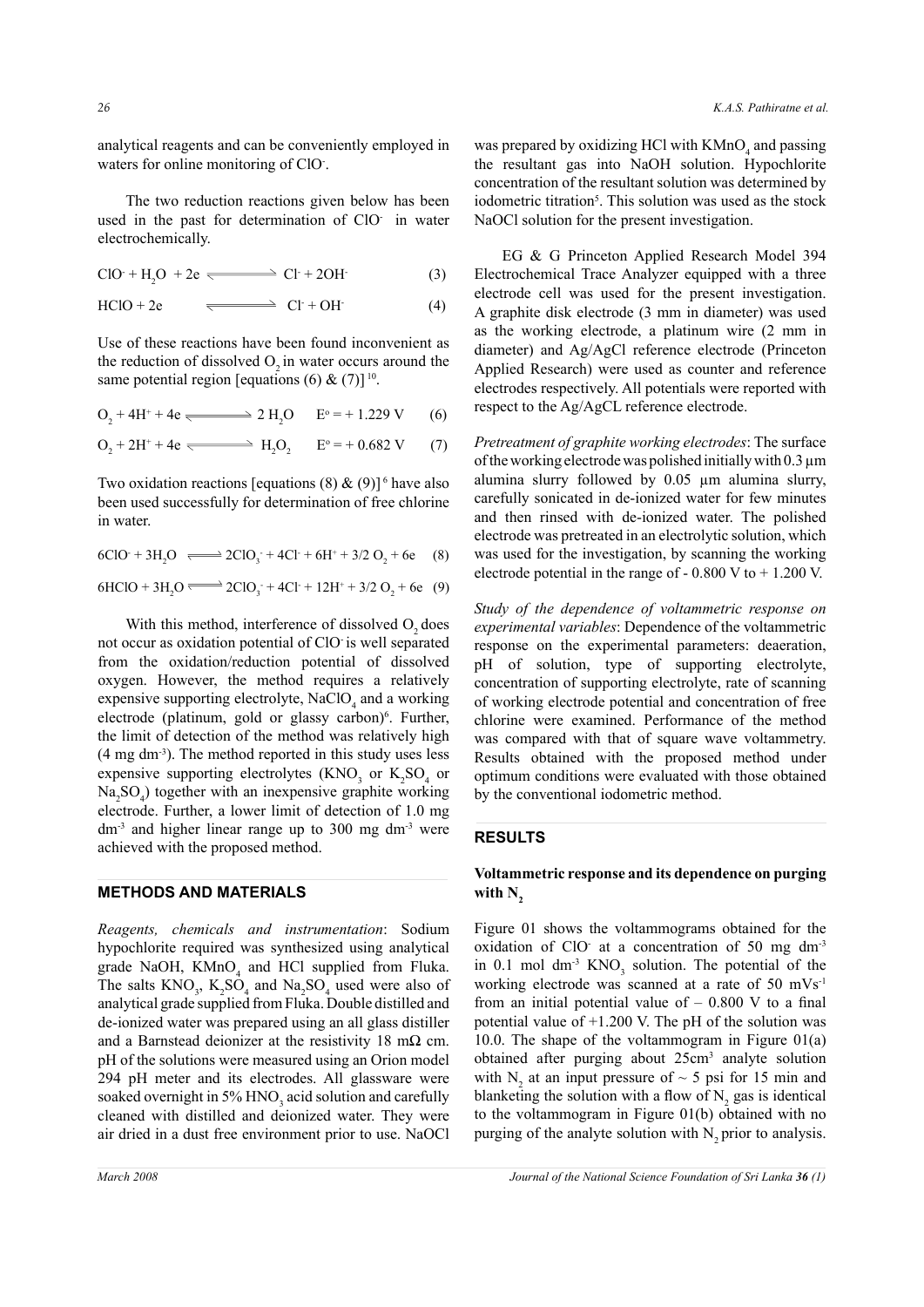analytical reagents and can be conveniently employed in waters for online monitoring of $ClO^-$.

The two reduction reactions given below has been used in the past for determination of $ClO^-$ in water electrochemically.

$$ClO^- + H_2O + 2e \rightleftharpoons Cl^- + 2OH^- \quad (3)$$

$$HClO + 2e \rightleftharpoons Cl^- + OH^- \quad (4)$$

Use of these reactions have been found inconvenient as the reduction of dissolved $O_2$ in water occurs around the same potential region [equations (6) & (7)] [10].

$$O_2 + 4H^+ + 4e \rightleftharpoons 2\,H_2O \quad E^o = +\,1.229\text{ V} \quad (6)$$

$$O_2 + 2H^+ + 4e \rightleftharpoons H_2O_2 \quad E^o = +\,0.682\text{ V} \quad (7)$$

Two oxidation reactions [equations (8) & (9)] [6] have also been used successfully for determination of free chlorine in water.

$$6ClO^- + 3H_2O \rightleftharpoons 2ClO_3^- + 4Cl^- + 6H^+ + 3/2\,O_2 + 6e \quad (8)$$

$$6HClO + 3H_2O \rightleftharpoons 2ClO_3^- + 4Cl^- + 12H^+ + 3/2\,O_2 + 6e \quad (9)$$

With this method, interference of dissolved $O_2$ does not occur as oxidation potential of $ClO^-$ is well separated from the oxidation/reduction potential of dissolved oxygen. However, the method requires a relatively expensive supporting electrolyte, $NaClO_4$ and a working electrode (platinum, gold or glassy carbon)[6]. Further, the limit of detection of the method was relatively high (4 mg $dm^{-3}$). The method reported in this study uses less expensive supporting electrolytes ($KNO_3$ or $K_2SO_4$ or $Na_2SO_4$) together with an inexpensive graphite working electrode. Further, a lower limit of detection of 1.0 mg $dm^{-3}$ and higher linear range up to 300 mg $dm^{-3}$ were achieved with the proposed method.

## METHODS AND MATERIALS

*Reagents, chemicals and instrumentation*: Sodium hypochlorite required was synthesized using analytical grade NaOH, $KMnO_4$ and HCl supplied from Fluka. The salts $KNO_3$, $K_2SO_4$ and $Na_2SO_4$ used were also of analytical grade supplied from Fluka. Double distilled and de-ionized water was prepared using an all glass distiller and a Barnstead deionizer at the resistivity 18 mΩ cm. pH of the solutions were measured using an Orion model 294 pH meter and its electrodes. All glassware were soaked overnight in 5% $HNO_3$ acid solution and carefully cleaned with distilled and deionized water. They were air dried in a dust free environment prior to use. NaOCl was prepared by oxidizing HCl with $KMnO_4$ and passing the resultant gas into NaOH solution. Hypochlorite concentration of the resultant solution was determined by iodometric titration[5]. This solution was used as the stock NaOCl solution for the present investigation.

EG & G Princeton Applied Research Model 394 Electrochemical Trace Analyzer equipped with a three electrode cell was used for the present investigation. A graphite disk electrode (3 mm in diameter) was used as the working electrode, a platinum wire (2 mm in diameter) and Ag/AgCl reference electrode (Princeton Applied Research) were used as counter and reference electrodes respectively. All potentials were reported with respect to the Ag/AgCL reference electrode.

*Pretreatment of graphite working electrodes*: The surface of the working electrode was polished initially with 0.3 µm alumina slurry followed by 0.05 µm alumina slurry, carefully sonicated in de-ionized water for few minutes and then rinsed with de-ionized water. The polished electrode was pretreated in an electrolytic solution, which was used for the investigation, by scanning the working electrode potential in the range of - 0.800 V to + 1.200 V.

*Study of the dependence of voltammetric response on experimental variables*: Dependence of the voltammetric response on the experimental parameters: deaeration, pH of solution, type of supporting electrolyte, concentration of supporting electrolyte, rate of scanning of working electrode potential and concentration of free chlorine were examined. Performance of the method was compared with that of square wave voltammetry. Results obtained with the proposed method under optimum conditions were evaluated with those obtained by the conventional iodometric method.

## RESULTS

### Voltammetric response and its dependence on purging with $N_2$

Figure 01 shows the voltammograms obtained for the oxidation of $ClO^-$ at a concentration of 50 mg $dm^{-3}$ in 0.1 mol $dm^{-3}$ $KNO_3$ solution. The potential of the working electrode was scanned at a rate of 50 $mVs^{-1}$ from an initial potential value of – 0.800 V to a final potential value of +1.200 V. The pH of the solution was 10.0. The shape of the voltammogram in Figure 01(a) obtained after purging about 25$cm^3$ analyte solution with $N_2$ at an input pressure of ~ 5 psi for 15 min and blanketing the solution with a flow of $N_2$ gas is identical to the voltammogram in Figure 01(b) obtained with no purging of the analyte solution with $N_2$ prior to analysis.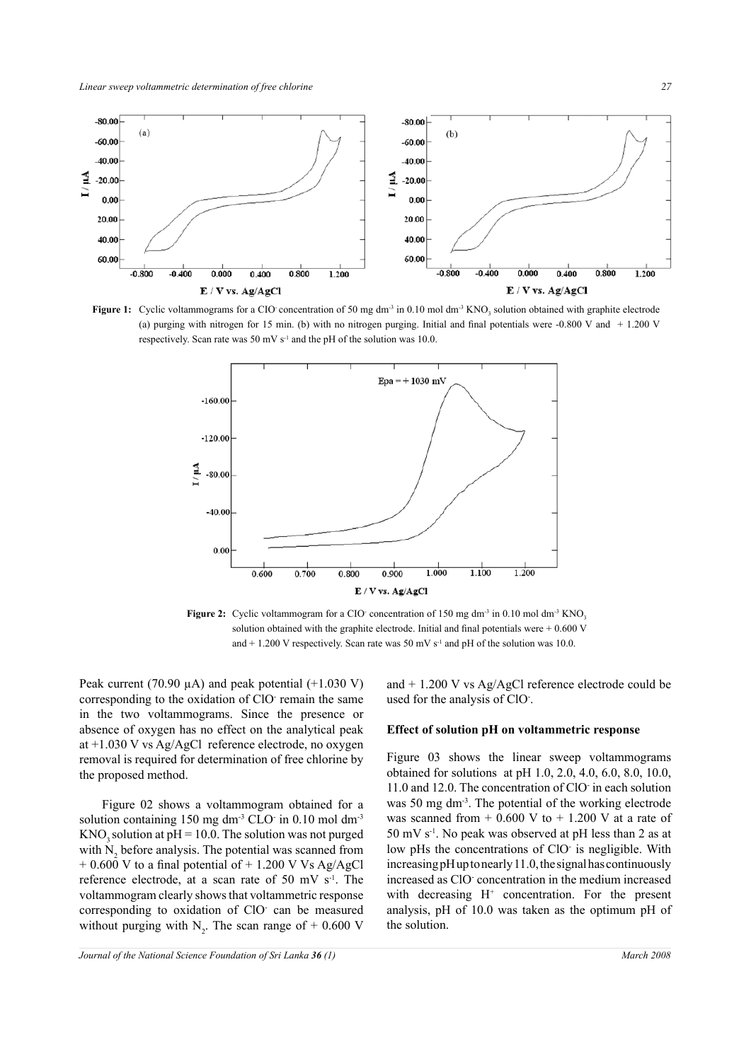**Figure 1:** Cyclic voltammograms for a $ClO^-$ concentration of 50 mg $dm^{-3}$ in 0.10 mol $dm^{-3}$ $KNO_3$ solution obtained with graphite electrode (a) purging with nitrogen for 15 min. (b) with no nitrogen purging. Initial and final potentials were -0.800 V and + 1.200 V respectively. Scan rate was 50 mV $s^{-1}$ and the pH of the solution was 10.0.

**Figure 2:** Cyclic voltammogram for a $ClO^-$ concentration of 150 mg $dm^{-3}$ in 0.10 mol $dm^{-3}$ $KNO_3$ solution obtained with the graphite electrode. Initial and final potentials were + 0.600 V and + 1.200 V respectively. Scan rate was 50 mV $s^{-1}$ and pH of the solution was 10.0.

Peak current (70.90 µA) and peak potential (+1.030 V) corresponding to the oxidation of $ClO^-$ remain the same in the two voltammograms. Since the presence or absence of oxygen has no effect on the analytical peak at +1.030 V vs Ag/AgCl reference electrode, no oxygen removal is required for determination of free chlorine by the proposed method.

Figure 02 shows a voltammogram obtained for a solution containing 150 mg $dm^{-3}$ $CLO^-$ in 0.10 mol $dm^{-3}$ $KNO_3$ solution at pH = 10.0. The solution was not purged with $N_2$ before analysis. The potential was scanned from + 0.600 V to a final potential of + 1.200 V Vs Ag/AgCl reference electrode, at a scan rate of 50 mV $s^{-1}$. The voltammogram clearly shows that voltammetric response corresponding to oxidation of $ClO^-$ can be measured without purging with $N_2$. The scan range of + 0.600 V and + 1.200 V vs Ag/AgCl reference electrode could be used for the analysis of $ClO^-$.

## Effect of solution pH on voltammetric response

Figure 03 shows the linear sweep voltammograms obtained for solutions at pH 1.0, 2.0, 4.0, 6.0, 8.0, 10.0, 11.0 and 12.0. The concentration of $ClO^-$ in each solution was 50 mg $dm^{-3}$. The potential of the working electrode was scanned from + 0.600 V to + 1.200 V at a rate of 50 mV $s^{-1}$. No peak was observed at pH less than 2 as at low pHs the concentrations of $ClO^-$ is negligible. With increasing pH up to nearly 11.0, the signal has continuously increased as $ClO^-$ concentration in the medium increased with decreasing $H^+$ concentration. For the present analysis, pH of 10.0 was taken as the optimum pH of the solution.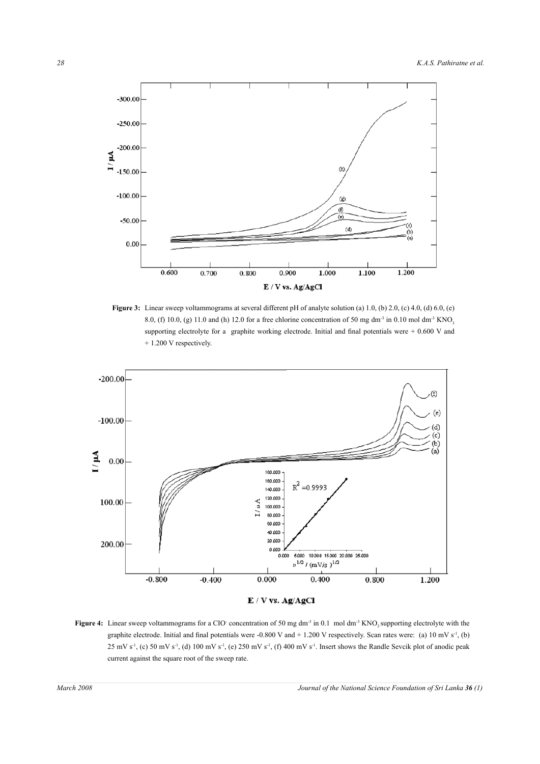**Figure 3:** Linear sweep voltammograms at several different pH of analyte solution (a) 1.0, (b) 2.0, (c) 4.0, (d) 6.0, (e) 8.0, (f) 10.0, (g) 11.0 and (h) 12.0 for a free chlorine concentration of 50 mg $dm^{-3}$ in 0.10 mol $dm^{-3}$ $KNO_3$ supporting electrolyte for a graphite working electrode. Initial and final potentials were + 0.600 V and + 1.200 V respectively.

**Figure 4:** Linear sweep voltammograms for a $ClO^-$ concentration of 50 mg $dm^{-3}$ in 0.1 mol $dm^{-3}$ $KNO_3$ supporting electrolyte with the graphite electrode. Initial and final potentials were -0.800 V and + 1.200 V respectively. Scan rates were: (a) 10 mV $s^{-1}$, (b) 25 mV $s^{-1}$, (c) 50 mV $s^{-1}$, (d) 100 mV $s^{-1}$, (e) 250 mV $s^{-1}$, (f) 400 mV $s^{-1}$. Insert shows the Randle Sevcik plot of anodic peak current against the square root of the sweep rate.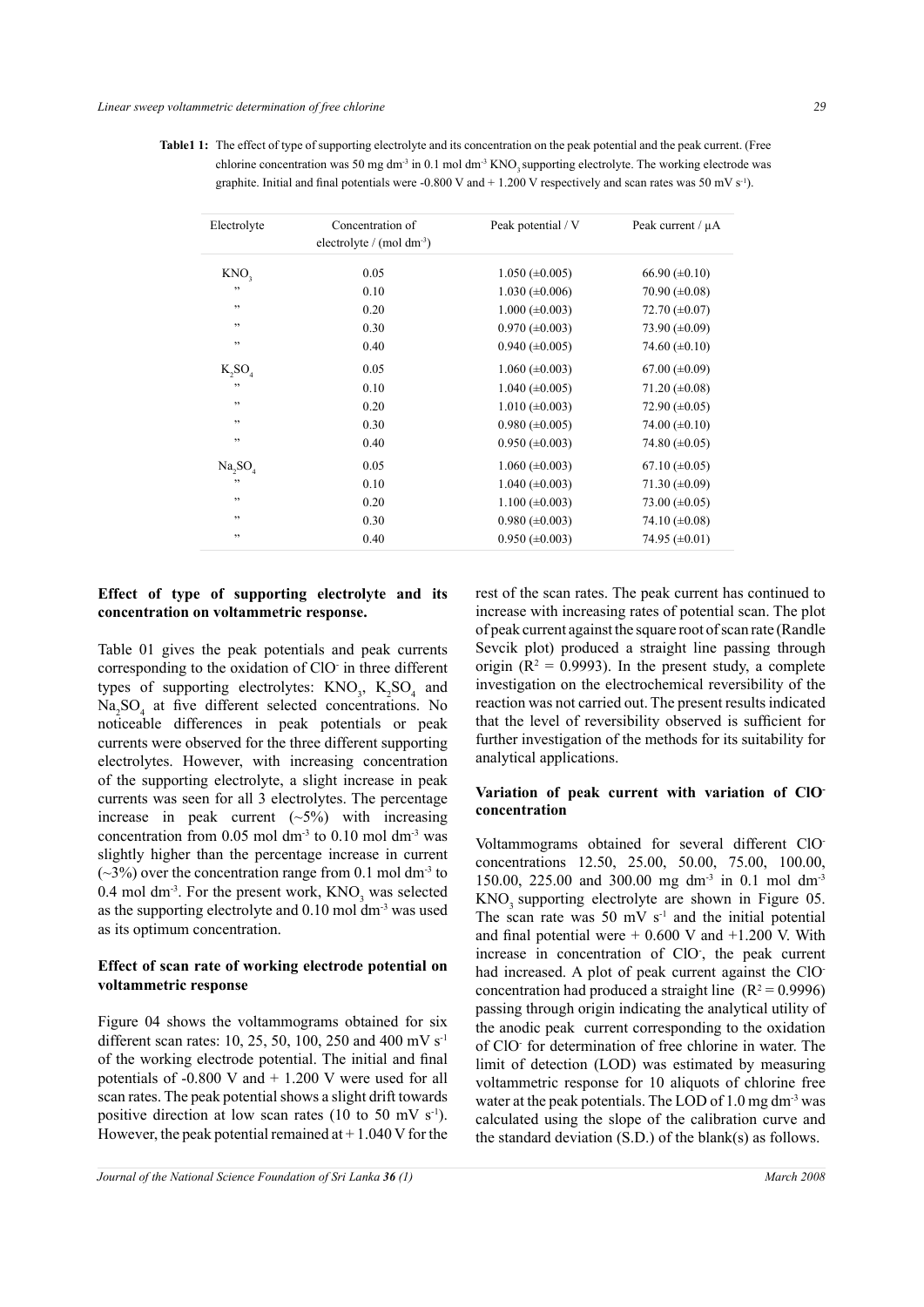**Table1 1:** The effect of type of supporting electrolyte and its concentration on the peak potential and the peak current. (Free chlorine concentration was 50 mg dm$^{-3}$ in 0.1 mol dm$^{-3}$ $KNO_3$ supporting electrolyte. The working electrode was graphite. Initial and final potentials were -0.800 V and + 1.200 V respectively and scan rates was 50 mV s$^{-1}$).

| Electrolyte | Concentration of electrolyte / (mol dm$^{-3}$) | Peak potential / V | Peak current / μA |
|---|---|---|---|
| $KNO_3$ | 0.05 | 1.050 (±0.005) | 66.90 (±0.10) |
| ” | 0.10 | 1.030 (±0.006) | 70.90 (±0.08) |
| ” | 0.20 | 1.000 (±0.003) | 72.70 (±0.07) |
| ” | 0.30 | 0.970 (±0.003) | 73.90 (±0.09) |
| ” | 0.40 | 0.940 (±0.005) | 74.60 (±0.10) |
| $K_2SO_4$ | 0.05 | 1.060 (±0.003) | 67.00 (±0.09) |
| ” | 0.10 | 1.040 (±0.005) | 71.20 (±0.08) |
| ” | 0.20 | 1.010 (±0.003) | 72.90 (±0.05) |
| ” | 0.30 | 0.980 (±0.005) | 74.00 (±0.10) |
| ” | 0.40 | 0.950 (±0.003) | 74.80 (±0.05) |
| $Na_2SO_4$ | 0.05 | 1.060 (±0.003) | 67.10 (±0.05) |
| ” | 0.10 | 1.040 (±0.003) | 71.30 (±0.09) |
| ” | 0.20 | 1.100 (±0.003) | 73.00 (±0.05) |
| ” | 0.30 | 0.980 (±0.003) | 74.10 (±0.08) |
| ” | 0.40 | 0.950 (±0.003) | 74.95 (±0.01) |

**Effect of type of supporting electrolyte and its concentration on voltammetric response.**

Table 01 gives the peak potentials and peak currents corresponding to the oxidation of $ClO^-$ in three different types of supporting electrolytes: $KNO_3$, $K_2SO_4$ and $Na_2SO_4$ at five different selected concentrations. No noticeable differences in peak potentials or peak currents were observed for the three different supporting electrolytes. However, with increasing concentration of the supporting electrolyte, a slight increase in peak currents was seen for all 3 electrolytes. The percentage increase in peak current (~5%) with increasing concentration from 0.05 mol dm$^{-3}$ to 0.10 mol dm$^{-3}$ was slightly higher than the percentage increase in current (~3%) over the concentration range from 0.1 mol dm$^{-3}$ to 0.4 mol dm$^{-3}$. For the present work, $KNO_3$ was selected as the supporting electrolyte and 0.10 mol dm$^{-3}$ was used as its optimum concentration.

**Effect of scan rate of working electrode potential on voltammetric response**

Figure 04 shows the voltammograms obtained for six different scan rates: 10, 25, 50, 100, 250 and 400 mV s$^{-1}$ of the working electrode potential. The initial and final potentials of -0.800 V and + 1.200 V were used for all scan rates. The peak potential shows a slight drift towards positive direction at low scan rates (10 to 50 mV s$^{-1}$). However, the peak potential remained at + 1.040 V for the rest of the scan rates. The peak current has continued to increase with increasing rates of potential scan. The plot of peak current against the square root of scan rate (Randle Sevcik plot) produced a straight line passing through origin ($R^2$ = 0.9993). In the present study, a complete investigation on the electrochemical reversibility of the reaction was not carried out. The present results indicated that the level of reversibility observed is sufficient for further investigation of the methods for its suitability for analytical applications.

**Variation of peak current with variation of $ClO^-$ concentration**

Voltammograms obtained for several different $ClO^-$ concentrations 12.50, 25.00, 50.00, 75.00, 100.00, 150.00, 225.00 and 300.00 mg dm$^{-3}$ in 0.1 mol dm$^{-3}$ $KNO_3$ supporting electrolyte are shown in Figure 05. The scan rate was 50 mV s$^{-1}$ and the initial potential and final potential were + 0.600 V and +1.200 V. With increase in concentration of $ClO^-$, the peak current had increased. A plot of peak current against the $ClO^-$ concentration had produced a straight line ($R^2$ = 0.9996) passing through origin indicating the analytical utility of the anodic peak current corresponding to the oxidation of $ClO^-$ for determination of free chlorine in water. The limit of detection (LOD) was estimated by measuring voltammetric response for 10 aliquots of chlorine free water at the peak potentials. The LOD of 1.0 mg dm$^{-3}$ was calculated using the slope of the calibration curve and the standard deviation (S.D.) of the blank(s) as follows.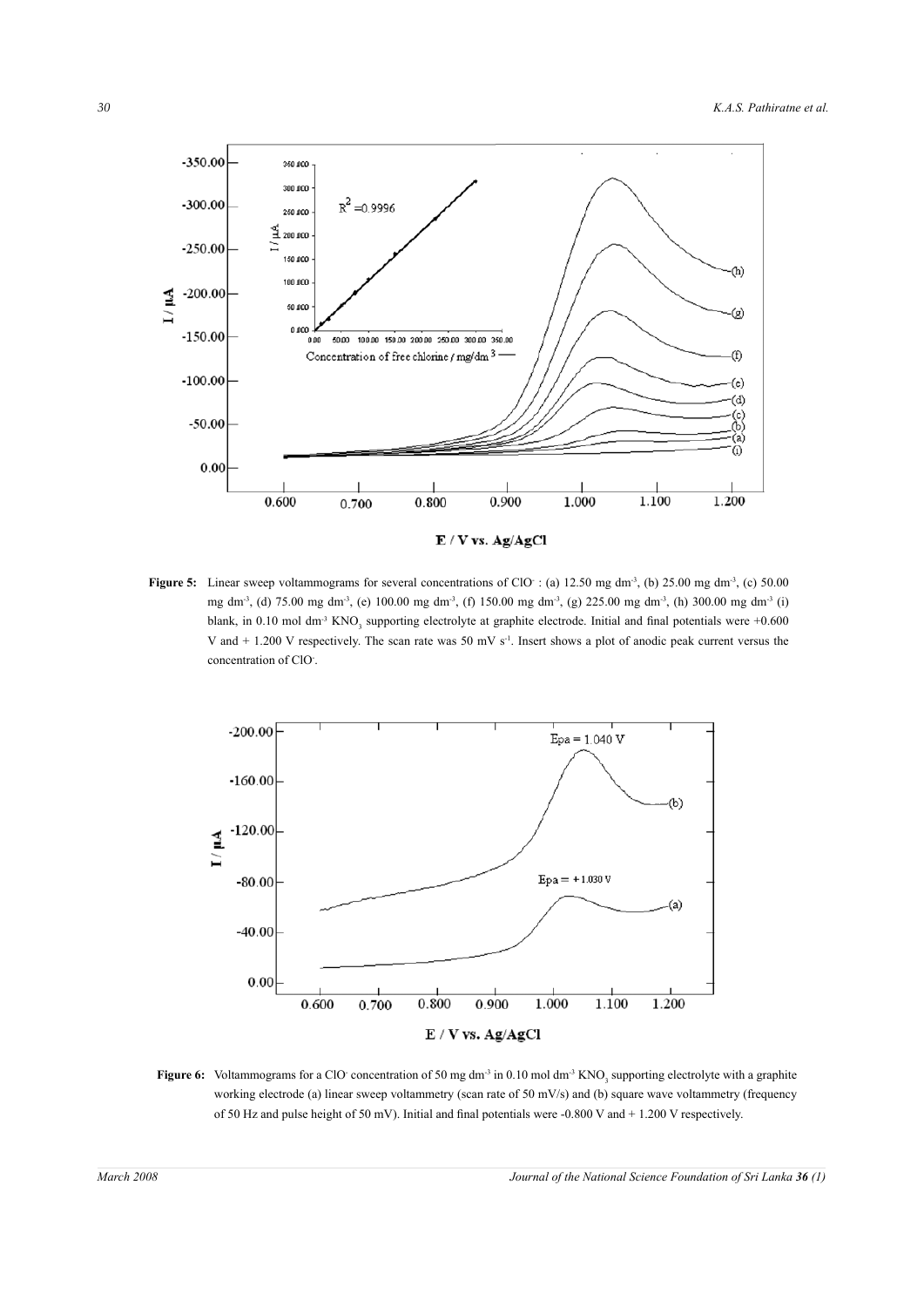**Figure 5:** Linear sweep voltammograms for several concentrations of $ClO^-$ : (a) 12.50 mg $dm^{-3}$, (b) 25.00 mg $dm^{-3}$, (c) 50.00 mg $dm^{-3}$, (d) 75.00 mg $dm^{-3}$, (e) 100.00 mg $dm^{-3}$, (f) 150.00 mg $dm^{-3}$, (g) 225.00 mg $dm^{-3}$, (h) 300.00 mg $dm^{-3}$ (i) blank, in 0.10 mol $dm^{-3}$ $KNO_3$ supporting electrolyte at graphite electrode. Initial and final potentials were +0.600 V and + 1.200 V respectively. The scan rate was 50 mV $s^{-1}$. Insert shows a plot of anodic peak current versus the concentration of $ClO^-$.

**Figure 6:** Voltammograms for a $ClO^-$ concentration of 50 mg $dm^{-3}$ in 0.10 mol $dm^{-3}$ $KNO_3$ supporting electrolyte with a graphite working electrode (a) linear sweep voltammetry (scan rate of 50 mV/s) and (b) square wave voltammetry (frequency of 50 Hz and pulse height of 50 mV). Initial and final potentials were -0.800 V and + 1.200 V respectively.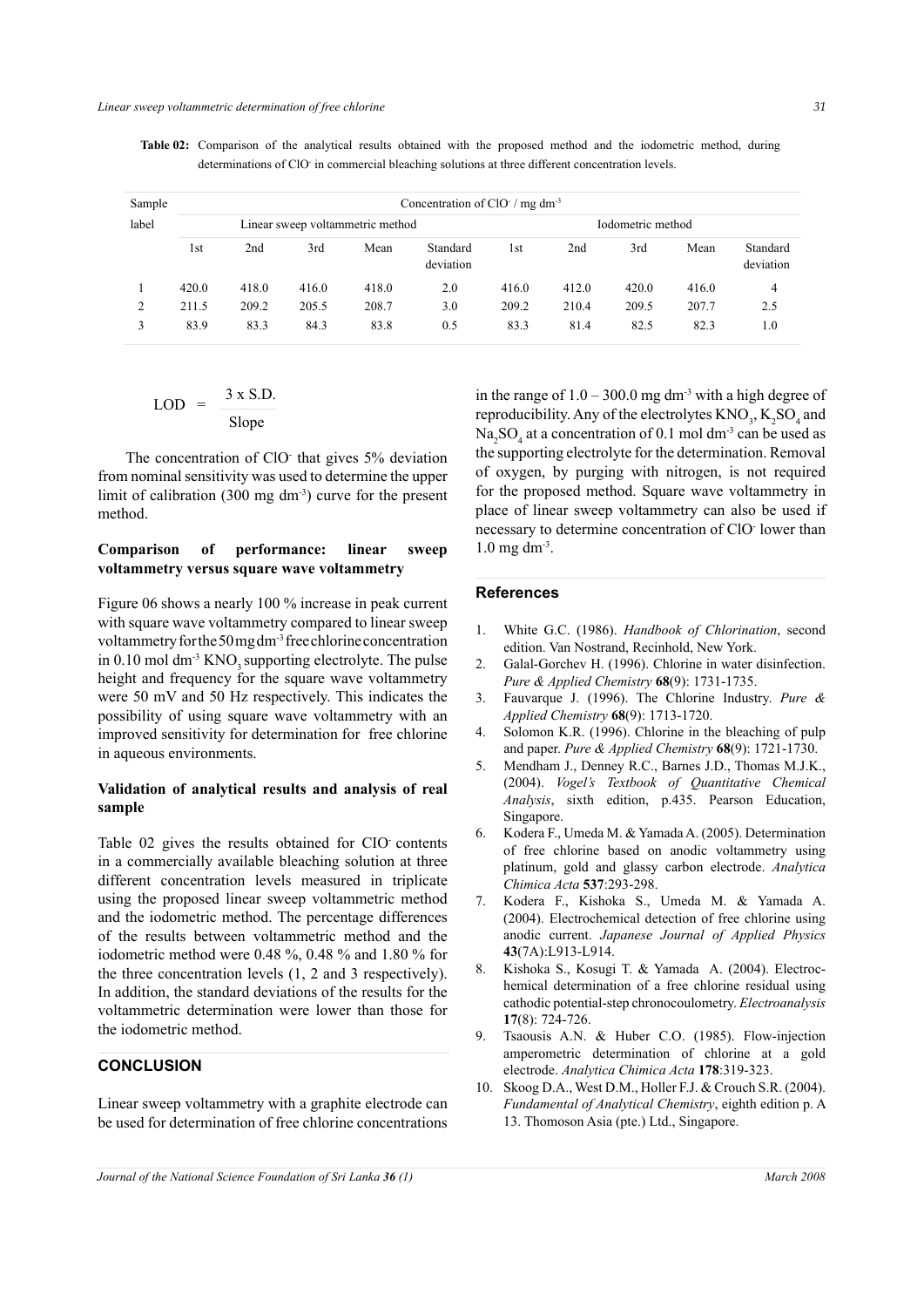**Table 02:** Comparison of the analytical results obtained with the proposed method and the iodometric method, during determinations of $ClO^-$ in commercial bleaching solutions at three different concentration levels.

| Sample label | Concentration of $ClO^-$ / mg $dm^{-3}$ | | | | | | | | | |
|---|---|---|---|---|---|---|---|---|---|---|
| | Linear sweep voltammetric method | | | | | Iodometric method | | | | |
| | 1st | 2nd | 3rd | Mean | Standard deviation | 1st | 2nd | 3rd | Mean | Standard deviation |
| 1 | 420.0 | 418.0 | 416.0 | 418.0 | 2.0 | 416.0 | 412.0 | 420.0 | 416.0 | 4 |
| 2 | 211.5 | 209.2 | 205.5 | 208.7 | 3.0 | 209.2 | 210.4 | 209.5 | 207.7 | 2.5 |
| 3 | 83.9 | 83.3 | 84.3 | 83.8 | 0.5 | 83.3 | 81.4 | 82.5 | 82.3 | 1.0 |

$$\text{LOD} = \frac{3 \text{ x S.D.}}{\text{Slope}}$$

The concentration of $ClO^-$ that gives 5% deviation from nominal sensitivity was used to determine the upper limit of calibration (300 mg $dm^{-3}$) curve for the present method.

### Comparison of performance: linear sweep voltammetry versus square wave voltammetry

Figure 06 shows a nearly 100 % increase in peak current with square wave voltammetry compared to linear sweep voltammetry for the 50 mg $dm^{-3}$ free chlorine concentration in 0.10 mol $dm^{-3}$ $KNO_3$ supporting electrolyte. The pulse height and frequency for the square wave voltammetry were 50 mV and 50 Hz respectively. This indicates the possibility of using square wave voltammetry with an improved sensitivity for determination for free chlorine in aqueous environments.

### Validation of analytical results and analysis of real sample

Table 02 gives the results obtained for $ClO^-$ contents in a commercially available bleaching solution at three different concentration levels measured in triplicate using the proposed linear sweep voltammetric method and the iodometric method. The percentage differences of the results between voltammetric method and the iodometric method were 0.48 %, 0.48 % and 1.80 % for the three concentration levels (1, 2 and 3 respectively). In addition, the standard deviations of the results for the voltammetric determination were lower than those for the iodometric method.

## CONCLUSION

Linear sweep voltammetry with a graphite electrode can be used for determination of free chlorine concentrations in the range of 1.0 – 300.0 mg $dm^{-3}$ with a high degree of reproducibility. Any of the electrolytes $KNO_3$, $K_2SO_4$ and $Na_2SO_4$ at a concentration of 0.1 mol $dm^{-3}$ can be used as the supporting electrolyte for the determination. Removal of oxygen, by purging with nitrogen, is not required for the proposed method. Square wave voltammetry in place of linear sweep voltammetry can also be used if necessary to determine concentration of $ClO^-$ lower than 1.0 mg $dm^{-3}$.

## References

1. White G.C. (1986). *Handbook of Chlorination*, second edition. Van Nostrand, Recinhold, New York.
2. Galal-Gorchev H. (1996). Chlorine in water disinfection. *Pure & Applied Chemistry* **68**(9): 1731-1735.
3. Fauvarque J. (1996). The Chlorine Industry. *Pure & Applied Chemistry* **68**(9): 1713-1720.
4. Solomon K.R. (1996). Chlorine in the bleaching of pulp and paper. *Pure & Applied Chemistry* **68**(9): 1721-1730.
5. Mendham J., Denney R.C., Barnes J.D., Thomas M.J.K., (2004). *Vogel's Textbook of Quantitative Chemical Analysis*, sixth edition, p.435. Pearson Education, Singapore.
6. Kodera F., Umeda M. & Yamada A. (2005). Determination of free chlorine based on anodic voltammetry using platinum, gold and glassy carbon electrode. *Analytica Chimica Acta* **537**:293-298.
7. Kodera F., Kishoka S., Umeda M. & Yamada A. (2004). Electrochemical detection of free chlorine using anodic current. *Japanese Journal of Applied Physics* **43**(7A):L913-L914.
8. Kishoka S., Kosugi T. & Yamada A. (2004). Electrochemical determination of a free chlorine residual using cathodic potential-step chronocoulometry. *Electroanalysis* **17**(8): 724-726.
9. Tsaousis A.N. & Huber C.O. (1985). Flow-injection amperometric determination of chlorine at a gold electrode. *Analytica Chimica Acta* **178**:319-323.
10. Skoog D.A., West D.M., Holler F.J. & Crouch S.R. (2004). *Fundamental of Analytical Chemistry*, eighth edition p. A 13. Thomoson Asia (pte.) Ltd., Singapore.